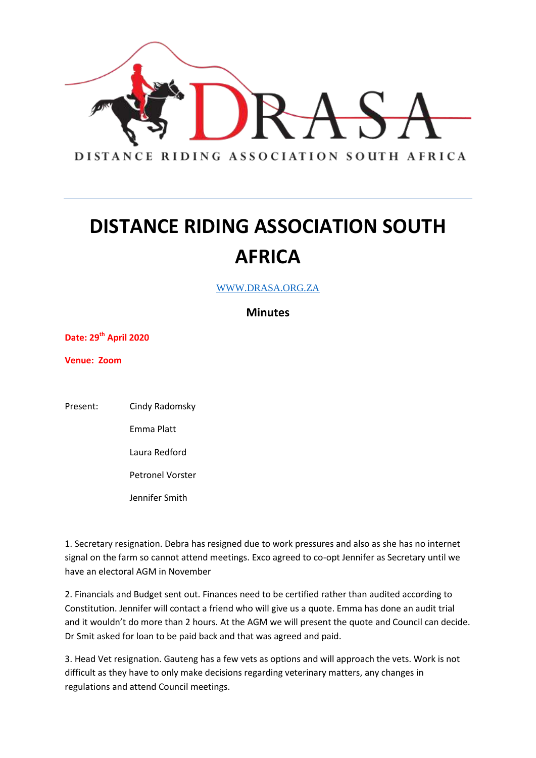DRASA

DISTANCE RIDING ASSOCIATION SOUTH AFRICA

# DISTANCE RIDING ASSOCIATION SOUTH AFRICA

WWW.DRASA.ORG.ZA

**Minutes**

**Date: 29th April 2020**

**Venue: Zoom**

Present: Cindy Radomsky
Emma Platt
Laura Redford
Petronel Vorster
Jennifer Smith

1. Secretary resignation. Debra has resigned due to work pressures and also as she has no internet signal on the farm so cannot attend meetings. Exco agreed to co-opt Jennifer as Secretary until we have an electoral AGM in November

2. Financials and Budget sent out. Finances need to be certified rather than audited according to Constitution. Jennifer will contact a friend who will give us a quote. Emma has done an audit trial and it wouldn't do more than 2 hours. At the AGM we will present the quote and Council can decide. Dr Smit asked for loan to be paid back and that was agreed and paid.

3. Head Vet resignation. Gauteng has a few vets as options and will approach the vets. Work is not difficult as they have to only make decisions regarding veterinary matters, any changes in regulations and attend Council meetings.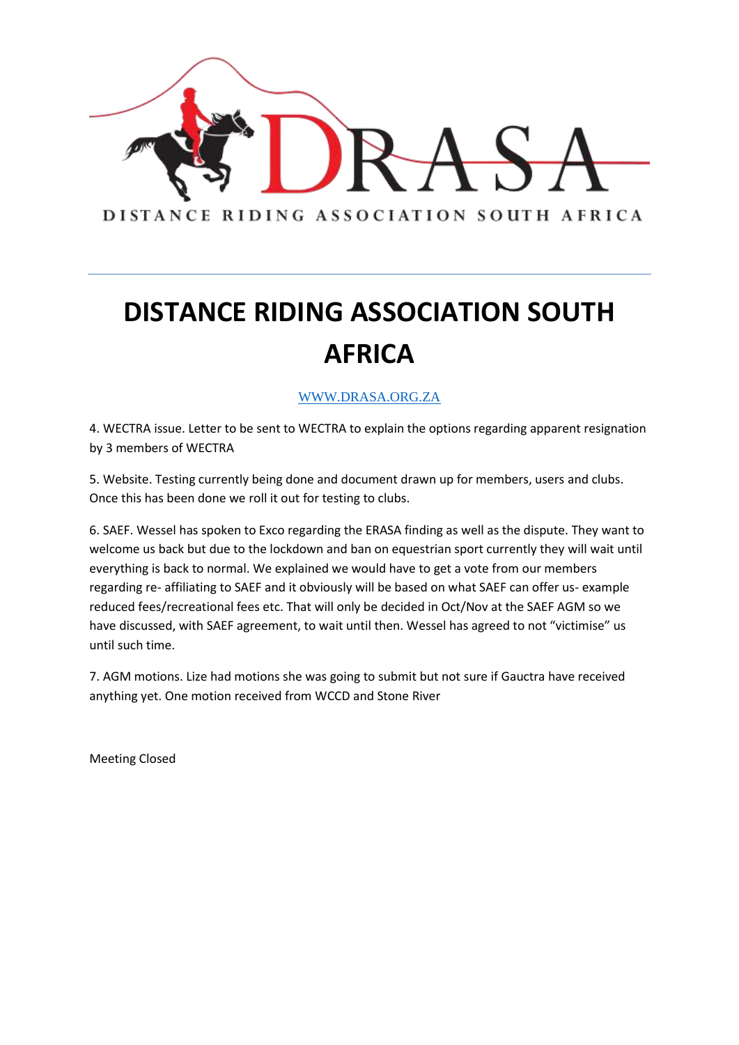DISTANCE RIDING ASSOCIATION SOUTH AFRICA

# DISTANCE RIDING ASSOCIATION SOUTH AFRICA

WWW.DRASA.ORG.ZA

4. WECTRA issue. Letter to be sent to WECTRA to explain the options regarding apparent resignation by 3 members of WECTRA

5. Website. Testing currently being done and document drawn up for members, users and clubs. Once this has been done we roll it out for testing to clubs.

6. SAEF. Wessel has spoken to Exco regarding the ERASA finding as well as the dispute. They want to welcome us back but due to the lockdown and ban on equestrian sport currently they will wait until everything is back to normal. We explained we would have to get a vote from our members regarding re- affiliating to SAEF and it obviously will be based on what SAEF can offer us- example reduced fees/recreational fees etc. That will only be decided in Oct/Nov at the SAEF AGM so we have discussed, with SAEF agreement, to wait until then. Wessel has agreed to not "victimise" us until such time.

7. AGM motions. Lize had motions she was going to submit but not sure if Gauctra have received anything yet. One motion received from WCCD and Stone River

Meeting Closed